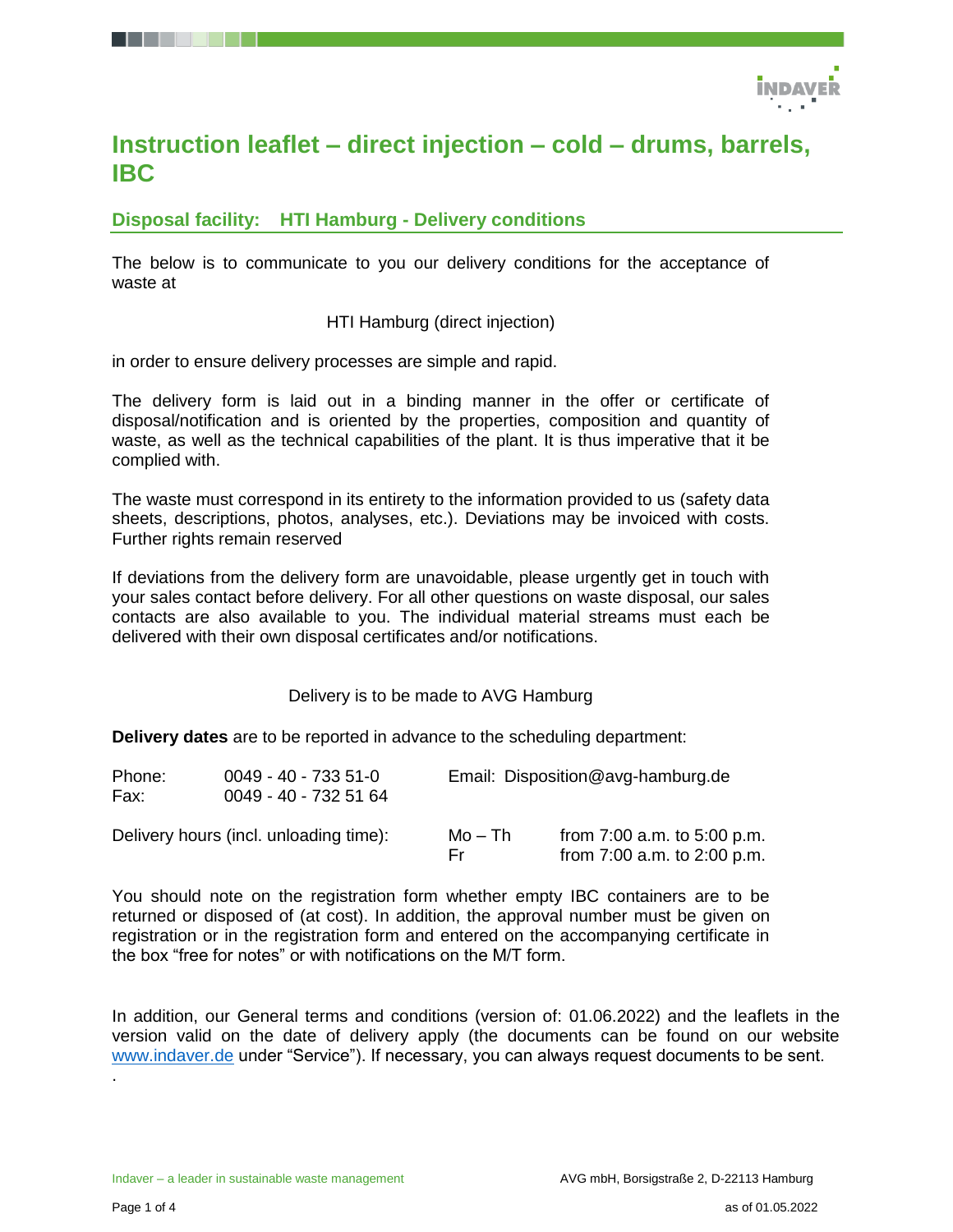# Instruction leaflet – direct injection – cold – drums, barrels, IBC

## Disposal facility: HTI Hamburg - Delivery conditions

The below is to communicate to you our delivery conditions for the acceptance of waste at

HTI Hamburg (direct injection)

in order to ensure delivery processes are simple and rapid.

The delivery form is laid out in a binding manner in the offer or certificate of disposal/notification and is oriented by the properties, composition and quantity of waste, as well as the technical capabilities of the plant. It is thus imperative that it be complied with.

The waste must correspond in its entirety to the information provided to us (safety data sheets, descriptions, photos, analyses, etc.). Deviations may be invoiced with costs. Further rights remain reserved

If deviations from the delivery form are unavoidable, please urgently get in touch with your sales contact before delivery. For all other questions on waste disposal, our sales contacts are also available to you. The individual material streams must each be delivered with their own disposal certificates and/or notifications.

Delivery is to be made to AVG Hamburg

**Delivery dates** are to be reported in advance to the scheduling department:

Phone: 0049 - 40 - 733 51-0
Fax: 0049 - 40 - 732 51 64
Email: Disposition@avg-hamburg.de

Delivery hours (incl. unloading time):

| | |
|---|---|
| Mo – Th | from 7:00 a.m. to 5:00 p.m. |
| Fr | from 7:00 a.m. to 2:00 p.m. |

You should note on the registration form whether empty IBC containers are to be returned or disposed of (at cost). In addition, the approval number must be given on registration or in the registration form and entered on the accompanying certificate in the box “free for notes” or with notifications on the M/T form.

In addition, our General terms and conditions (version of: 01.06.2022) and the leaflets in the version valid on the date of delivery apply (the documents can be found on our website www.indaver.de under “Service”). If necessary, you can always request documents to be sent.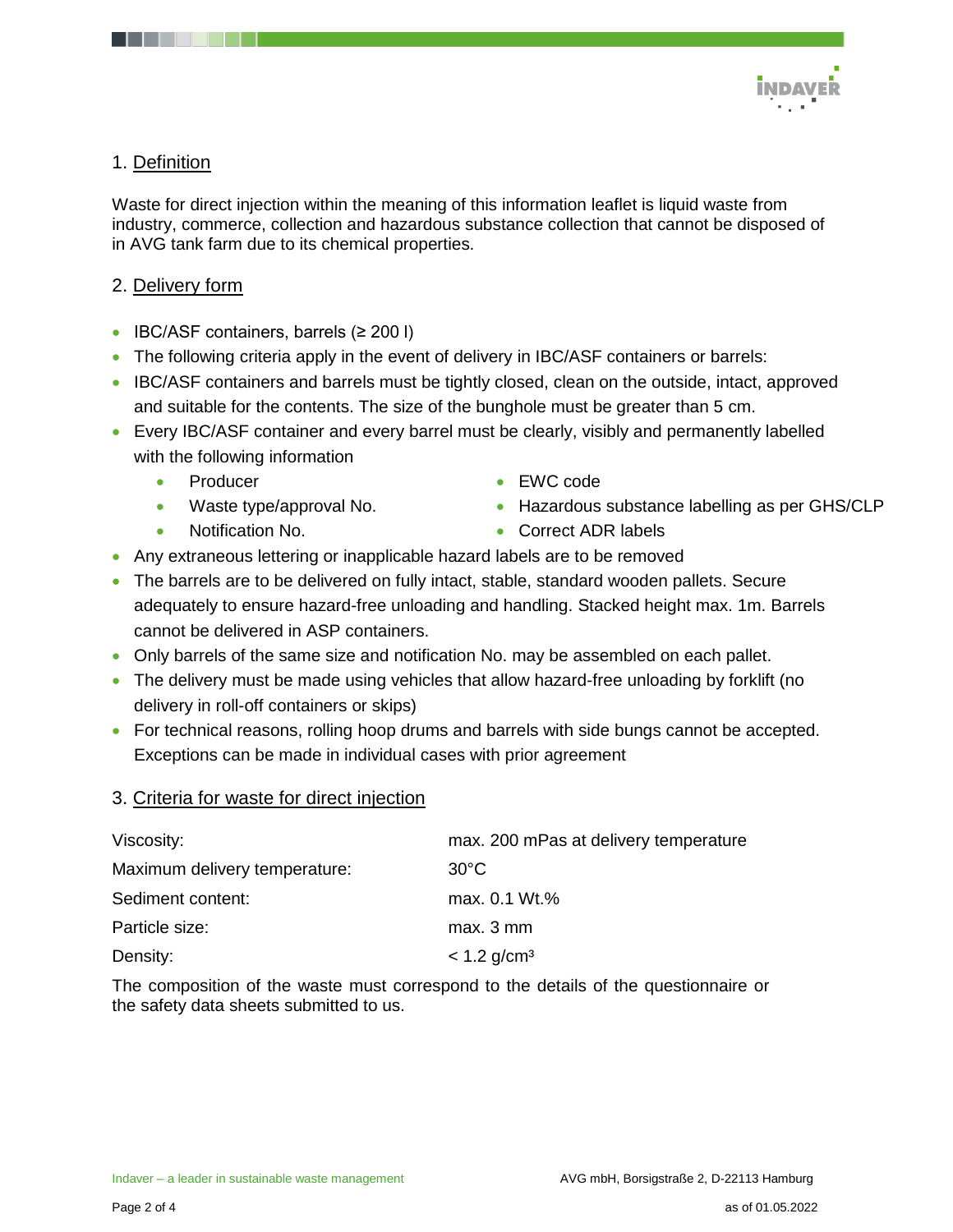## 1. Definition

Waste for direct injection within the meaning of this information leaflet is liquid waste from industry, commerce, collection and hazardous substance collection that cannot be disposed of in AVG tank farm due to its chemical properties.

## 2. Delivery form

- IBC/ASF containers, barrels (≥ 200 l)
- The following criteria apply in the event of delivery in IBC/ASF containers or barrels:
- IBC/ASF containers and barrels must be tightly closed, clean on the outside, intact, approved and suitable for the contents. The size of the bunghole must be greater than 5 cm.
- Every IBC/ASF container and every barrel must be clearly, visibly and permanently labelled with the following information
  - Producer
  - Waste type/approval No.
  - Notification No.
  - EWC code
  - Hazardous substance labelling as per GHS/CLP
  - Correct ADR labels
- Any extraneous lettering or inapplicable hazard labels are to be removed
- The barrels are to be delivered on fully intact, stable, standard wooden pallets. Secure adequately to ensure hazard-free unloading and handling. Stacked height max. 1m. Barrels cannot be delivered in ASP containers.
- Only barrels of the same size and notification No. may be assembled on each pallet.
- The delivery must be made using vehicles that allow hazard-free unloading by forklift (no delivery in roll-off containers or skips)
- For technical reasons, rolling hoop drums and barrels with side bungs cannot be accepted. Exceptions can be made in individual cases with prior agreement

## 3. Criteria for waste for direct injection

| | |
|---|---|
| Viscosity: | max. 200 mPas at delivery temperature |
| Maximum delivery temperature: | 30°C |
| Sediment content: | max. 0.1 Wt.% |
| Particle size: | max. 3 mm |
| Density: | < 1.2 g/cm³ |

The composition of the waste must correspond to the details of the questionnaire or the safety data sheets submitted to us.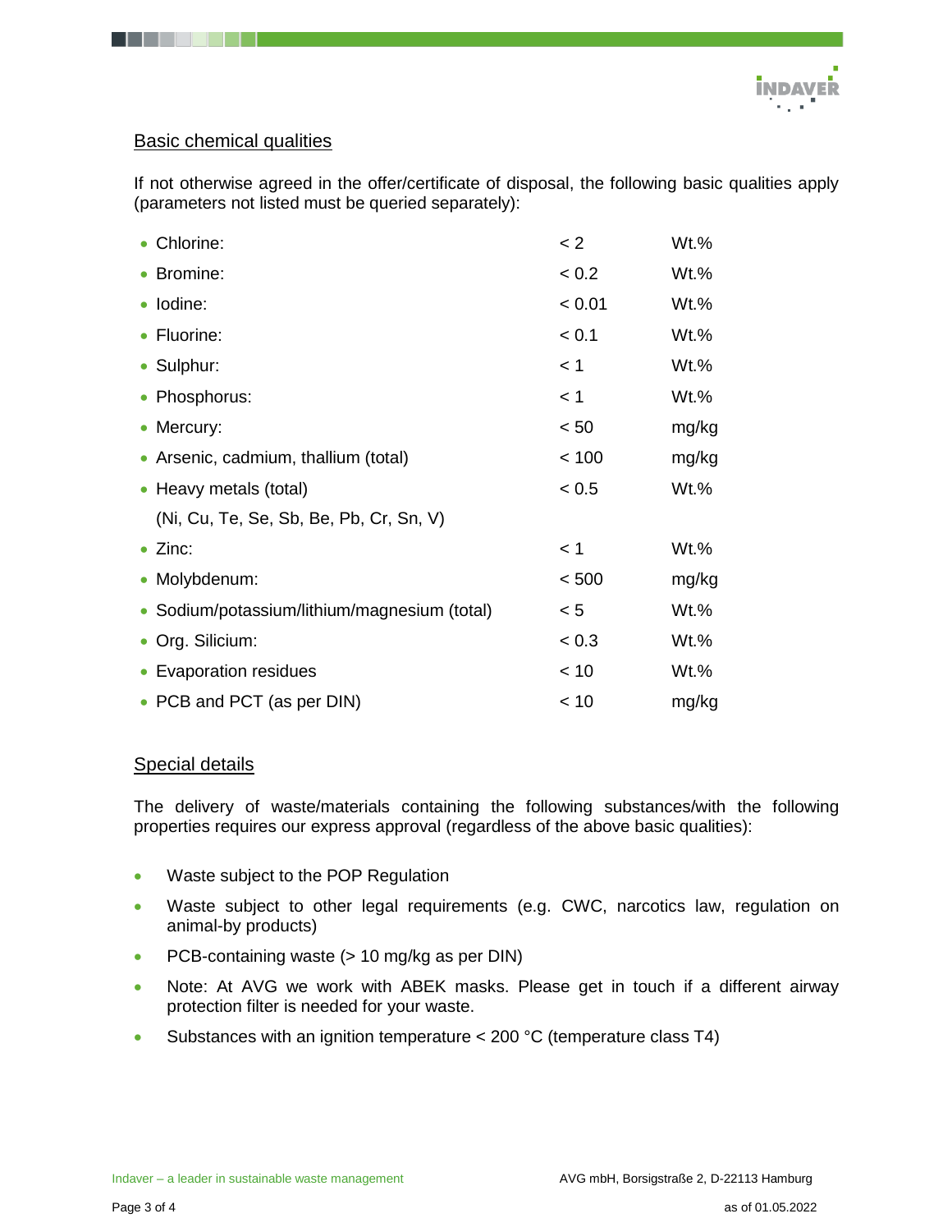## Basic chemical qualities

If not otherwise agreed in the offer/certificate of disposal, the following basic qualities apply (parameters not listed must be queried separately):

- Chlorine: < 2 Wt.%
- Bromine: < 0.2 Wt.%
- Iodine: < 0.01 Wt.%
- Fluorine: < 0.1 Wt.%
- Sulphur: < 1 Wt.%
- Phosphorus: < 1 Wt.%
- Mercury: < 50 mg/kg
- Arsenic, cadmium, thallium (total) < 100 mg/kg
- Heavy metals (total) < 0.5 Wt.%
  (Ni, Cu, Te, Se, Sb, Be, Pb, Cr, Sn, V)
- Zinc: < 1 Wt.%
- Molybdenum: < 500 mg/kg
- Sodium/potassium/lithium/magnesium (total) < 5 Wt.%
- Org. Silicium: < 0.3 Wt.%
- Evaporation residues < 10 Wt.%
- PCB and PCT (as per DIN) < 10 mg/kg

## Special details

The delivery of waste/materials containing the following substances/with the following properties requires our express approval (regardless of the above basic qualities):

- Waste subject to the POP Regulation
- Waste subject to other legal requirements (e.g. CWC, narcotics law, regulation on animal-by products)
- PCB-containing waste (> 10 mg/kg as per DIN)
- Note: At AVG we work with ABEK masks. Please get in touch if a different airway protection filter is needed for your waste.
- Substances with an ignition temperature < 200 °C (temperature class T4)

Indaver – a leader in sustainable waste management

AVG mbH, Borsigstraße 2, D-22113 Hamburg

as of 01.05.2022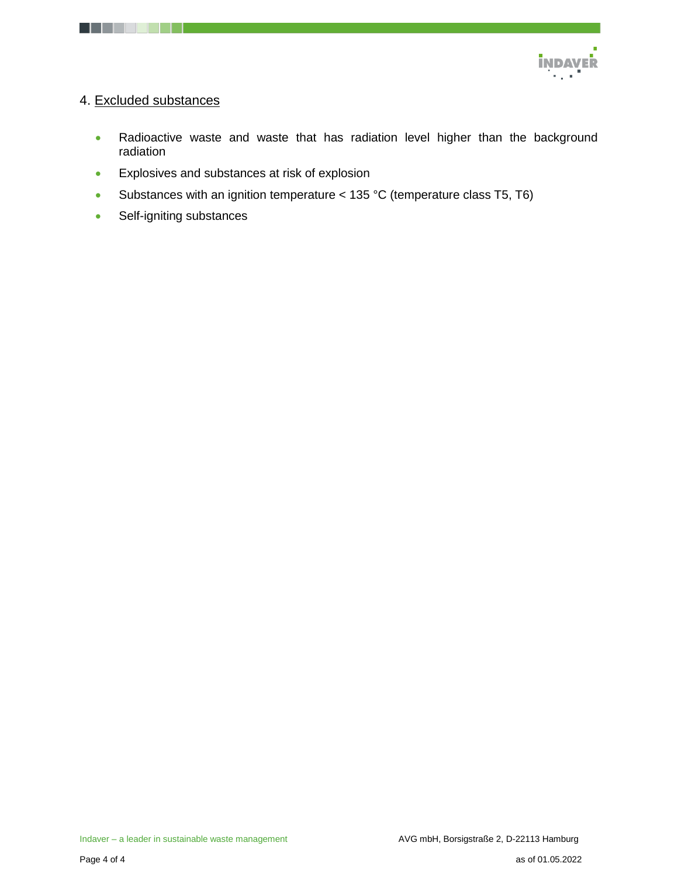## 4. Excluded substances

- Radioactive waste and waste that has radiation level higher than the background radiation
- Explosives and substances at risk of explosion
- Substances with an ignition temperature < 135 °C (temperature class T5, T6)
- Self-igniting substances